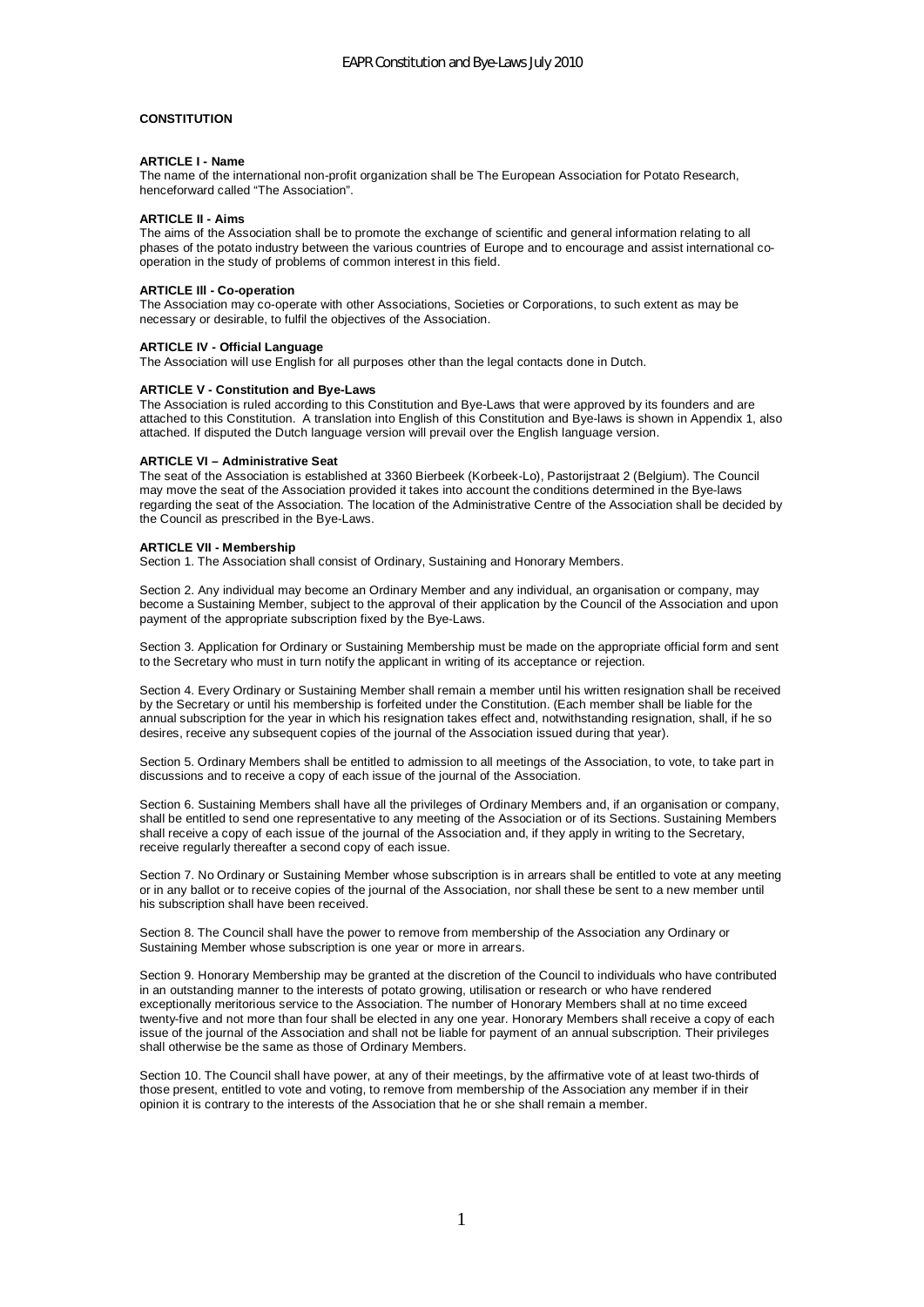**CONSTITUTION**

**ARTICLE I - Name**

The name of the international non-profit organization shall be The European Association for Potato Research, henceforward called "The Association".

**ARTICLE II - Aims**

The aims of the Association shall be to promote the exchange of scientific and general information relating to all phases of the potato industry between the various countries of Europe and to encourage and assist international co-operation in the study of problems of common interest in this field.

**ARTICLE III - Co-operation**

The Association may co-operate with other Associations, Societies or Corporations, to such extent as may be necessary or desirable, to fulfil the objectives of the Association.

**ARTICLE IV - Official Language**

The Association will use English for all purposes other than the legal contacts done in Dutch.

**ARTICLE V - Constitution and Bye-Laws**

The Association is ruled according to this Constitution and Bye-Laws that were approved by its founders and are attached to this Constitution. A translation into English of this Constitution and Bye-laws is shown in Appendix 1, also attached. If disputed the Dutch language version will prevail over the English language version.

**ARTICLE VI – Administrative Seat**

The seat of the Association is established at 3360 Bierbeek (Korbeek-Lo), Pastorijstraat 2 (Belgium). The Council may move the seat of the Association provided it takes into account the conditions determined in the Bye-laws regarding the seat of the Association. The location of the Administrative Centre of the Association shall be decided by the Council as prescribed in the Bye-Laws.

**ARTICLE VII - Membership**

Section 1. The Association shall consist of Ordinary, Sustaining and Honorary Members.

Section 2. Any individual may become an Ordinary Member and any individual, an organisation or company, may become a Sustaining Member, subject to the approval of their application by the Council of the Association and upon payment of the appropriate subscription fixed by the Bye-Laws.

Section 3. Application for Ordinary or Sustaining Membership must be made on the appropriate official form and sent to the Secretary who must in turn notify the applicant in writing of its acceptance or rejection.

Section 4. Every Ordinary or Sustaining Member shall remain a member until his written resignation shall be received by the Secretary or until his membership is forfeited under the Constitution. (Each member shall be liable for the annual subscription for the year in which his resignation takes effect and, notwithstanding resignation, shall, if he so desires, receive any subsequent copies of the journal of the Association issued during that year).

Section 5. Ordinary Members shall be entitled to admission to all meetings of the Association, to vote, to take part in discussions and to receive a copy of each issue of the journal of the Association.

Section 6. Sustaining Members shall have all the privileges of Ordinary Members and, if an organisation or company, shall be entitled to send one representative to any meeting of the Association or of its Sections. Sustaining Members shall receive a copy of each issue of the journal of the Association and, if they apply in writing to the Secretary, receive regularly thereafter a second copy of each issue.

Section 7. No Ordinary or Sustaining Member whose subscription is in arrears shall be entitled to vote at any meeting or in any ballot or to receive copies of the journal of the Association, nor shall these be sent to a new member until his subscription shall have been received.

Section 8. The Council shall have the power to remove from membership of the Association any Ordinary or Sustaining Member whose subscription is one year or more in arrears.

Section 9. Honorary Membership may be granted at the discretion of the Council to individuals who have contributed in an outstanding manner to the interests of potato growing, utilisation or research or who have rendered exceptionally meritorious service to the Association. The number of Honorary Members shall at no time exceed twenty-five and not more than four shall be elected in any one year. Honorary Members shall receive a copy of each issue of the journal of the Association and shall not be liable for payment of an annual subscription. Their privileges shall otherwise be the same as those of Ordinary Members.

Section 10. The Council shall have power, at any of their meetings, by the affirmative vote of at least two-thirds of those present, entitled to vote and voting, to remove from membership of the Association any member if in their opinion it is contrary to the interests of the Association that he or she shall remain a member.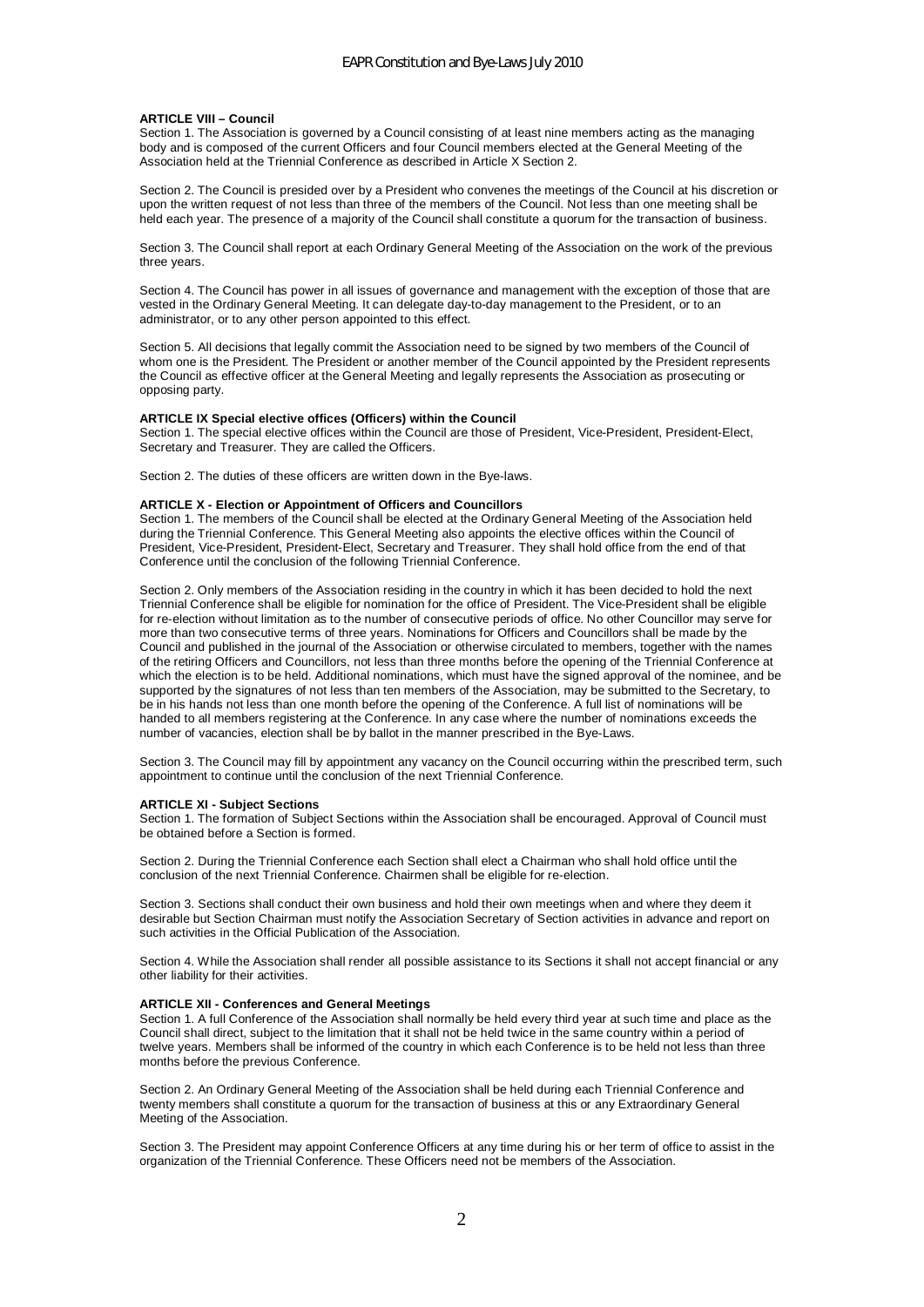**ARTICLE VIII – Council**

Section 1. The Association is governed by a Council consisting of at least nine members acting as the managing body and is composed of the current Officers and four Council members elected at the General Meeting of the Association held at the Triennial Conference as described in Article X Section 2.

Section 2. The Council is presided over by a President who convenes the meetings of the Council at his discretion or upon the written request of not less than three of the members of the Council. Not less than one meeting shall be held each year. The presence of a majority of the Council shall constitute a quorum for the transaction of business.

Section 3. The Council shall report at each Ordinary General Meeting of the Association on the work of the previous three years.

Section 4. The Council has power in all issues of governance and management with the exception of those that are vested in the Ordinary General Meeting. It can delegate day-to-day management to the President, or to an administrator, or to any other person appointed to this effect.

Section 5. All decisions that legally commit the Association need to be signed by two members of the Council of whom one is the President. The President or another member of the Council appointed by the President represents the Council as effective officer at the General Meeting and legally represents the Association as prosecuting or opposing party.

**ARTICLE IX Special elective offices (Officers) within the Council**

Section 1. The special elective offices within the Council are those of President, Vice-President, President-Elect, Secretary and Treasurer. They are called the Officers.

Section 2. The duties of these officers are written down in the Bye-laws.

**ARTICLE X - Election or Appointment of Officers and Councillors**

Section 1. The members of the Council shall be elected at the Ordinary General Meeting of the Association held during the Triennial Conference. This General Meeting also appoints the elective offices within the Council of President, Vice-President, President-Elect, Secretary and Treasurer. They shall hold office from the end of that Conference until the conclusion of the following Triennial Conference.

Section 2. Only members of the Association residing in the country in which it has been decided to hold the next Triennial Conference shall be eligible for nomination for the office of President. The Vice-President shall be eligible for re-election without limitation as to the number of consecutive periods of office. No other Councillor may serve for more than two consecutive terms of three years. Nominations for Officers and Councillors shall be made by the Council and published in the journal of the Association or otherwise circulated to members, together with the names of the retiring Officers and Councillors, not less than three months before the opening of the Triennial Conference at which the election is to be held. Additional nominations, which must have the signed approval of the nominee, and be supported by the signatures of not less than ten members of the Association, may be submitted to the Secretary, to be in his hands not less than one month before the opening of the Conference. A full list of nominations will be handed to all members registering at the Conference. In any case where the number of nominations exceeds the number of vacancies, election shall be by ballot in the manner prescribed in the Bye-Laws.

Section 3. The Council may fill by appointment any vacancy on the Council occurring within the prescribed term, such appointment to continue until the conclusion of the next Triennial Conference.

**ARTICLE XI - Subject Sections**

Section 1. The formation of Subject Sections within the Association shall be encouraged. Approval of Council must be obtained before a Section is formed.

Section 2. During the Triennial Conference each Section shall elect a Chairman who shall hold office until the conclusion of the next Triennial Conference. Chairmen shall be eligible for re-election.

Section 3. Sections shall conduct their own business and hold their own meetings when and where they deem it desirable but Section Chairman must notify the Association Secretary of Section activities in advance and report on such activities in the Official Publication of the Association.

Section 4. While the Association shall render all possible assistance to its Sections it shall not accept financial or any other liability for their activities.

**ARTICLE XII - Conferences and General Meetings**

Section 1. A full Conference of the Association shall normally be held every third year at such time and place as the Council shall direct, subject to the limitation that it shall not be held twice in the same country within a period of twelve years. Members shall be informed of the country in which each Conference is to be held not less than three months before the previous Conference.

Section 2. An Ordinary General Meeting of the Association shall be held during each Triennial Conference and twenty members shall constitute a quorum for the transaction of business at this or any Extraordinary General Meeting of the Association.

Section 3. The President may appoint Conference Officers at any time during his or her term of office to assist in the organization of the Triennial Conference. These Officers need not be members of the Association.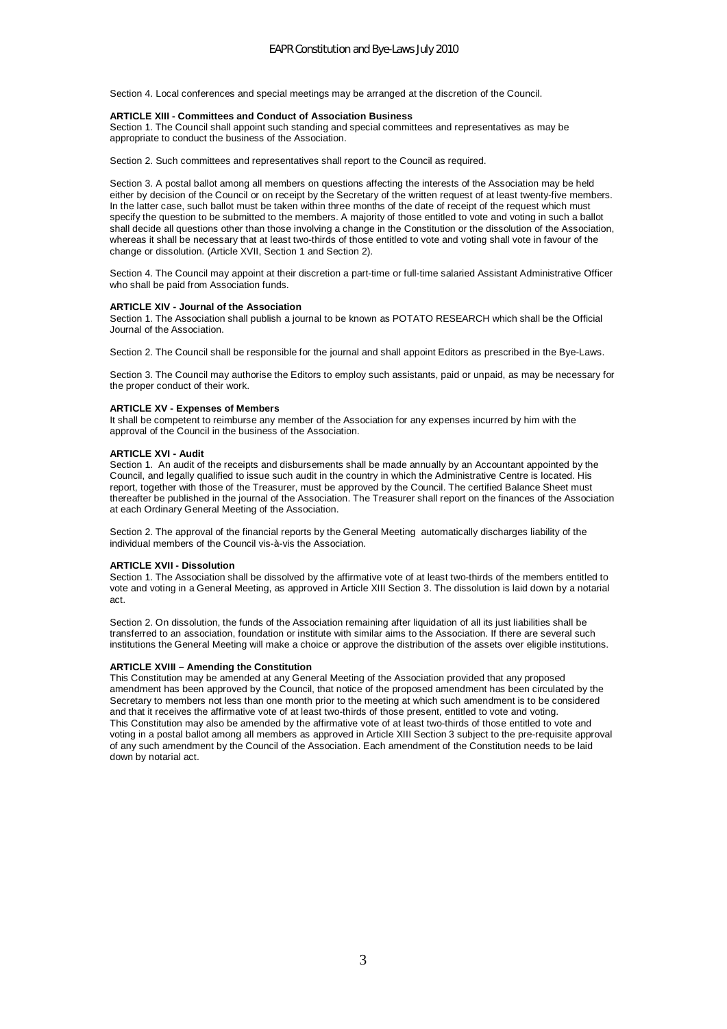Section 4. Local conferences and special meetings may be arranged at the discretion of the Council.

**ARTICLE XIII - Committees and Conduct of Association Business**

Section 1. The Council shall appoint such standing and special committees and representatives as may be appropriate to conduct the business of the Association.

Section 2. Such committees and representatives shall report to the Council as required.

Section 3. A postal ballot among all members on questions affecting the interests of the Association may be held either by decision of the Council or on receipt by the Secretary of the written request of at least twenty-five members. In the latter case, such ballot must be taken within three months of the date of receipt of the request which must specify the question to be submitted to the members. A majority of those entitled to vote and voting in such a ballot shall decide all questions other than those involving a change in the Constitution or the dissolution of the Association, whereas it shall be necessary that at least two-thirds of those entitled to vote and voting shall vote in favour of the change or dissolution. (Article XVII, Section 1 and Section 2).

Section 4. The Council may appoint at their discretion a part-time or full-time salaried Assistant Administrative Officer who shall be paid from Association funds.

**ARTICLE XIV - Journal of the Association**

Section 1. The Association shall publish a journal to be known as POTATO RESEARCH which shall be the Official Journal of the Association.

Section 2. The Council shall be responsible for the journal and shall appoint Editors as prescribed in the Bye-Laws.

Section 3. The Council may authorise the Editors to employ such assistants, paid or unpaid, as may be necessary for the proper conduct of their work.

**ARTICLE XV - Expenses of Members**

It shall be competent to reimburse any member of the Association for any expenses incurred by him with the approval of the Council in the business of the Association.

**ARTICLE XVI - Audit**

Section 1. An audit of the receipts and disbursements shall be made annually by an Accountant appointed by the Council, and legally qualified to issue such audit in the country in which the Administrative Centre is located. His report, together with those of the Treasurer, must be approved by the Council. The certified Balance Sheet must thereafter be published in the journal of the Association. The Treasurer shall report on the finances of the Association at each Ordinary General Meeting of the Association.

Section 2. The approval of the financial reports by the General Meeting automatically discharges liability of the individual members of the Council vis-à-vis the Association.

**ARTICLE XVII - Dissolution**

Section 1. The Association shall be dissolved by the affirmative vote of at least two-thirds of the members entitled to vote and voting in a General Meeting, as approved in Article XIII Section 3. The dissolution is laid down by a notarial act.

Section 2. On dissolution, the funds of the Association remaining after liquidation of all its just liabilities shall be transferred to an association, foundation or institute with similar aims to the Association. If there are several such institutions the General Meeting will make a choice or approve the distribution of the assets over eligible institutions.

**ARTICLE XVIII – Amending the Constitution**

This Constitution may be amended at any General Meeting of the Association provided that any proposed amendment has been approved by the Council, that notice of the proposed amendment has been circulated by the Secretary to members not less than one month prior to the meeting at which such amendment is to be considered and that it receives the affirmative vote of at least two-thirds of those present, entitled to vote and voting.
This Constitution may also be amended by the affirmative vote of at least two-thirds of those entitled to vote and voting in a postal ballot among all members as approved in Article XIII Section 3 subject to the pre-requisite approval of any such amendment by the Council of the Association. Each amendment of the Constitution needs to be laid down by notarial act.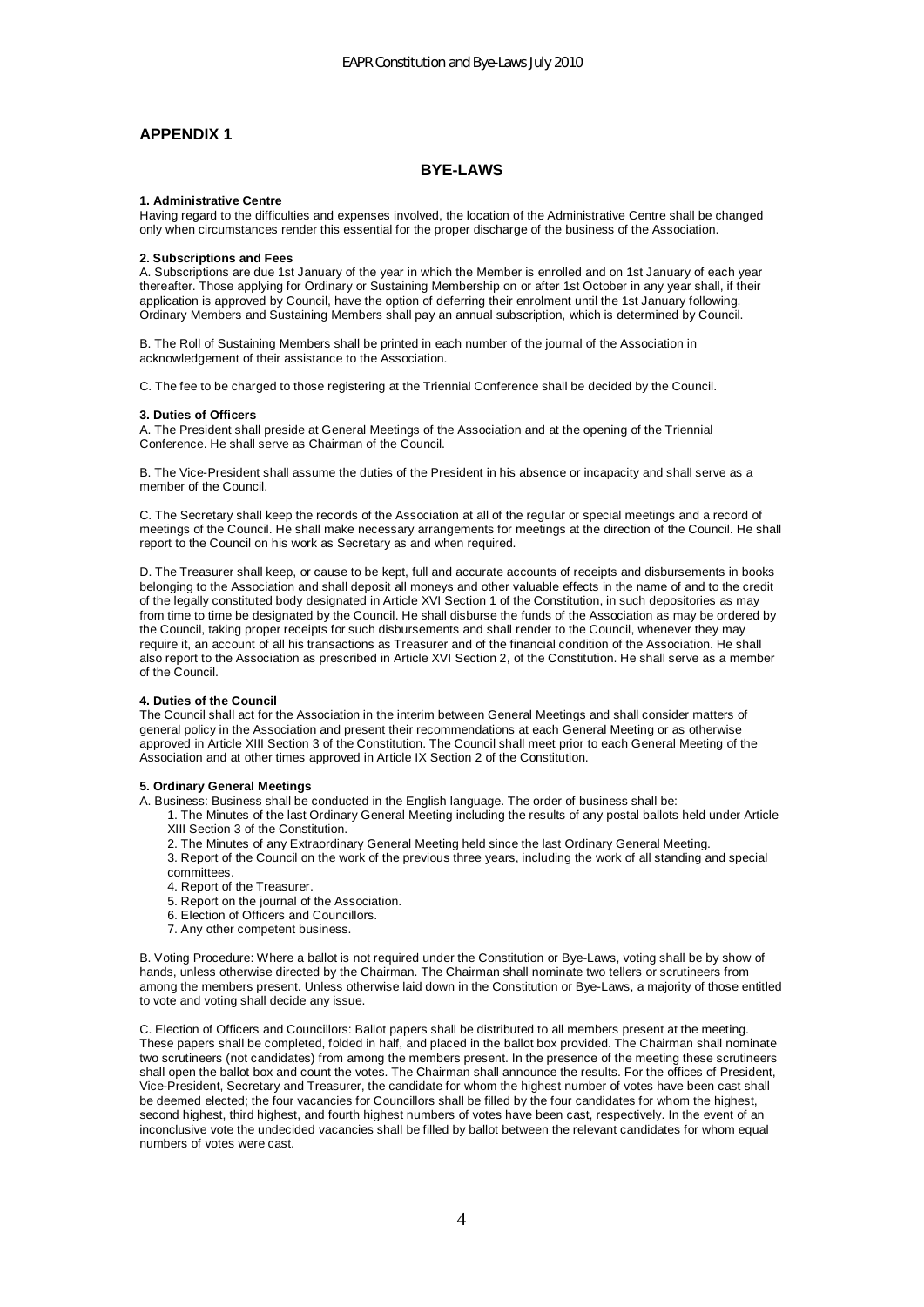## APPENDIX 1

### BYE-LAWS

**1. Administrative Centre**

Having regard to the difficulties and expenses involved, the location of the Administrative Centre shall be changed only when circumstances render this essential for the proper discharge of the business of the Association.

**2. Subscriptions and Fees**

A. Subscriptions are due 1st January of the year in which the Member is enrolled and on 1st January of each year thereafter. Those applying for Ordinary or Sustaining Membership on or after 1st October in any year shall, if their application is approved by Council, have the option of deferring their enrolment until the 1st January following. Ordinary Members and Sustaining Members shall pay an annual subscription, which is determined by Council.

B. The Roll of Sustaining Members shall be printed in each number of the journal of the Association in acknowledgement of their assistance to the Association.

C. The fee to be charged to those registering at the Triennial Conference shall be decided by the Council.

**3. Duties of Officers**

A. The President shall preside at General Meetings of the Association and at the opening of the Triennial Conference. He shall serve as Chairman of the Council.

B. The Vice-President shall assume the duties of the President in his absence or incapacity and shall serve as a member of the Council.

C. The Secretary shall keep the records of the Association at all of the regular or special meetings and a record of meetings of the Council. He shall make necessary arrangements for meetings at the direction of the Council. He shall report to the Council on his work as Secretary as and when required.

D. The Treasurer shall keep, or cause to be kept, full and accurate accounts of receipts and disbursements in books belonging to the Association and shall deposit all moneys and other valuable effects in the name of and to the credit of the legally constituted body designated in Article XVI Section 1 of the Constitution, in such depositories as may from time to time be designated by the Council. He shall disburse the funds of the Association as may be ordered by the Council, taking proper receipts for such disbursements and shall render to the Council, whenever they may require it, an account of all his transactions as Treasurer and of the financial condition of the Association. He shall also report to the Association as prescribed in Article XVI Section 2, of the Constitution. He shall serve as a member of the Council.

**4. Duties of the Council**

The Council shall act for the Association in the interim between General Meetings and shall consider matters of general policy in the Association and present their recommendations at each General Meeting or as otherwise approved in Article XIII Section 3 of the Constitution. The Council shall meet prior to each General Meeting of the Association and at other times approved in Article IX Section 2 of the Constitution.

**5. Ordinary General Meetings**

A. Business: Business shall be conducted in the English language. The order of business shall be:

1. The Minutes of the last Ordinary General Meeting including the results of any postal ballots held under Article XIII Section 3 of the Constitution.
2. The Minutes of any Extraordinary General Meeting held since the last Ordinary General Meeting.
3. Report of the Council on the work of the previous three years, including the work of all standing and special committees.
4. Report of the Treasurer.
5. Report on the journal of the Association.
6. Election of Officers and Councillors.
7. Any other competent business.

B. Voting Procedure: Where a ballot is not required under the Constitution or Bye-Laws, voting shall be by show of hands, unless otherwise directed by the Chairman. The Chairman shall nominate two tellers or scrutineers from among the members present. Unless otherwise laid down in the Constitution or Bye-Laws, a majority of those entitled to vote and voting shall decide any issue.

C. Election of Officers and Councillors: Ballot papers shall be distributed to all members present at the meeting. These papers shall be completed, folded in half, and placed in the ballot box provided. The Chairman shall nominate two scrutineers (not candidates) from among the members present. In the presence of the meeting these scrutineers shall open the ballot box and count the votes. The Chairman shall announce the results. For the offices of President, Vice-President, Secretary and Treasurer, the candidate for whom the highest number of votes have been cast shall be deemed elected; the four vacancies for Councillors shall be filled by the four candidates for whom the highest, second highest, third highest, and fourth highest numbers of votes have been cast, respectively. In the event of an inconclusive vote the undecided vacancies shall be filled by ballot between the relevant candidates for whom equal numbers of votes were cast.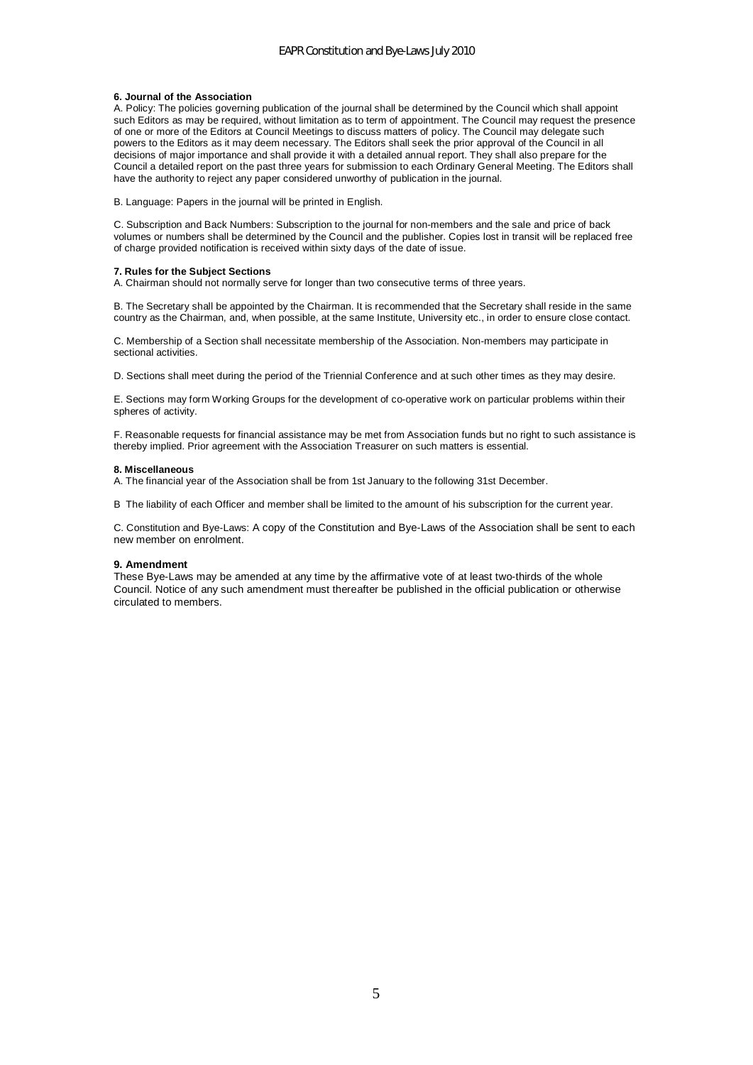### 6. Journal of the Association

A. Policy: The policies governing publication of the journal shall be determined by the Council which shall appoint such Editors as may be required, without limitation as to term of appointment. The Council may request the presence of one or more of the Editors at Council Meetings to discuss matters of policy. The Council may delegate such powers to the Editors as it may deem necessary. The Editors shall seek the prior approval of the Council in all decisions of major importance and shall provide it with a detailed annual report. They shall also prepare for the Council a detailed report on the past three years for submission to each Ordinary General Meeting. The Editors shall have the authority to reject any paper considered unworthy of publication in the journal.

B. Language: Papers in the journal will be printed in English.

C. Subscription and Back Numbers: Subscription to the journal for non-members and the sale and price of back volumes or numbers shall be determined by the Council and the publisher. Copies lost in transit will be replaced free of charge provided notification is received within sixty days of the date of issue.

### 7. Rules for the Subject Sections

A. Chairman should not normally serve for longer than two consecutive terms of three years.

B. The Secretary shall be appointed by the Chairman. It is recommended that the Secretary shall reside in the same country as the Chairman, and, when possible, at the same Institute, University etc., in order to ensure close contact.

C. Membership of a Section shall necessitate membership of the Association. Non-members may participate in sectional activities.

D. Sections shall meet during the period of the Triennial Conference and at such other times as they may desire.

E. Sections may form Working Groups for the development of co-operative work on particular problems within their spheres of activity.

F. Reasonable requests for financial assistance may be met from Association funds but no right to such assistance is thereby implied. Prior agreement with the Association Treasurer on such matters is essential.

### 8. Miscellaneous

A. The financial year of the Association shall be from 1st January to the following 31st December.

B The liability of each Officer and member shall be limited to the amount of his subscription for the current year.

C. Constitution and Bye-Laws: A copy of the Constitution and Bye-Laws of the Association shall be sent to each new member on enrolment.

### 9. Amendment

These Bye-Laws may be amended at any time by the affirmative vote of at least two-thirds of the whole Council. Notice of any such amendment must thereafter be published in the official publication or otherwise circulated to members.